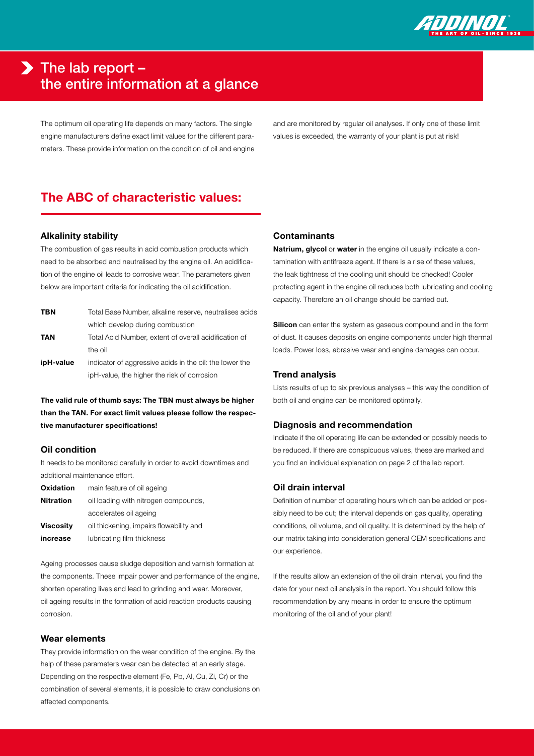# The lab report – the entire information at a glance

The optimum oil operating life depends on many factors. The single engine manufacturers define exact limit values for the different parameters. These provide information on the condition of oil and engine and are monitored by regular oil analyses. If only one of these limit values is exceeded, the warranty of your plant is put at risk!

## The ABC of characteristic values:

### Alkalinity stability

The combustion of gas results in acid combustion products which need to be absorbed and neutralised by the engine oil. An acidification of the engine oil leads to corrosive wear. The parameters given below are important criteria for indicating the oil acidification.

| | |
|---|---|
| **TBN** | Total Base Number, alkaline reserve, neutralises acids which develop during combustion |
| **TAN** | Total Acid Number, extent of overall acidification of the oil |
| **ipH-value** | indicator of aggressive acids in the oil: the lower the ipH-value, the higher the risk of corrosion |

**The valid rule of thumb says: The TBN must always be higher than the TAN. For exact limit values please follow the respective manufacturer specifications!**

### Oil condition

It needs to be monitored carefully in order to avoid downtimes and additional maintenance effort.

| | |
|---|---|
| **Oxidation** | main feature of oil ageing |
| **Nitration** | oil loading with nitrogen compounds, accelerates oil ageing |
| **Viscosity increase** | oil thickening, impairs flowability and lubricating film thickness |

Ageing processes cause sludge deposition and varnish formation at the components. These impair power and performance of the engine, shorten operating lives and lead to grinding and wear. Moreover, oil ageing results in the formation of acid reaction products causing corrosion.

### Wear elements

They provide information on the wear condition of the engine. By the help of these parameters wear can be detected at an early stage. Depending on the respective element (Fe, Pb, Al, Cu, Zi, Cr) or the combination of several elements, it is possible to draw conclusions on affected components.

### Contaminants

**Natrium, glycol** or **water** in the engine oil usually indicate a contamination with antifreeze agent. If there is a rise of these values, the leak tightness of the cooling unit should be checked! Cooler protecting agent in the engine oil reduces both lubricating and cooling capacity. Therefore an oil change should be carried out.

**Silicon** can enter the system as gaseous compound and in the form of dust. It causes deposits on engine components under high thermal loads. Power loss, abrasive wear and engine damages can occur.

### Trend analysis

Lists results of up to six previous analyses – this way the condition of both oil and engine can be monitored optimally.

### Diagnosis and recommendation

Indicate if the oil operating life can be extended or possibly needs to be reduced. If there are conspicuous values, these are marked and you find an individual explanation on page 2 of the lab report.

### Oil drain interval

Definition of number of operating hours which can be added or possibly need to be cut; the interval depends on gas quality, operating conditions, oil volume, and oil quality. It is determined by the help of our matrix taking into consideration general OEM specifications and our experience.

If the results allow an extension of the oil drain interval, you find the date for your next oil analysis in the report. You should follow this recommendation by any means in order to ensure the optimum monitoring of the oil and of your plant!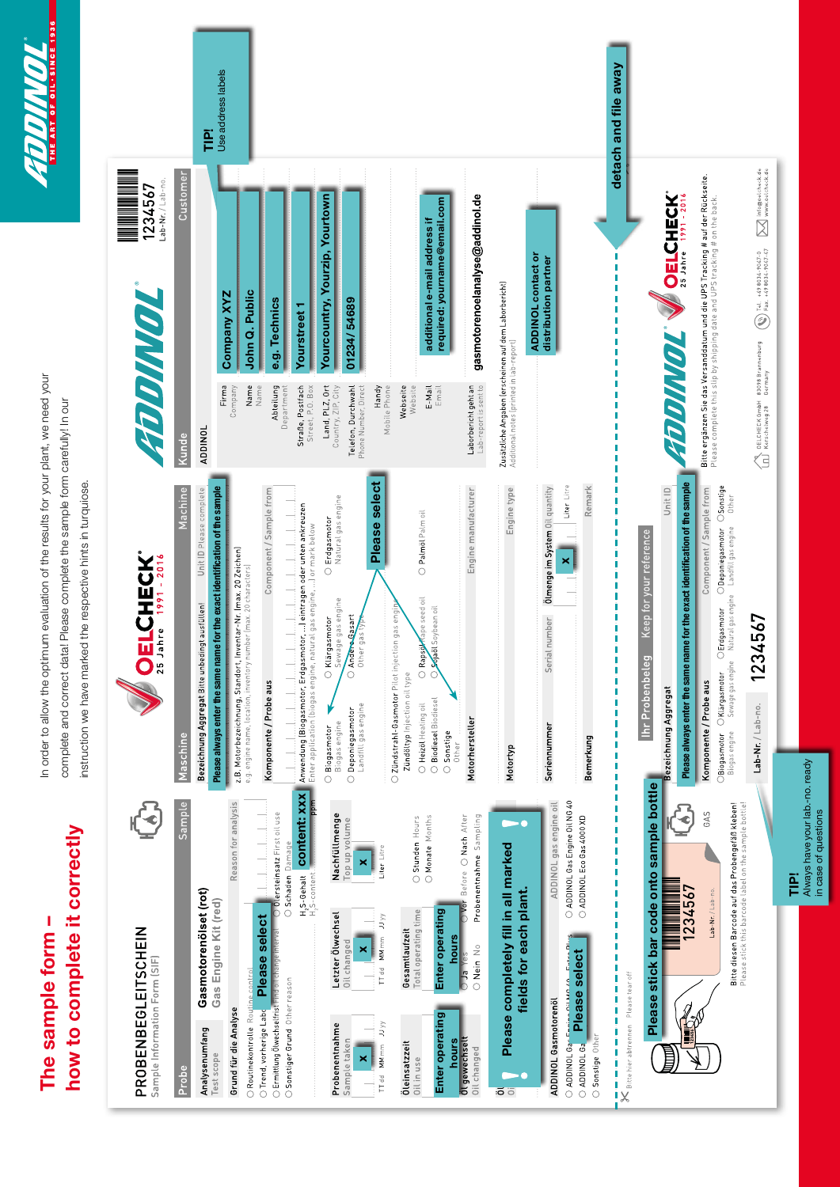ADDINOL THE ART OF OIL · SINCE 1936

# The sample form – how to complete it correctly

In order to allow the optimum evaluation of the results for your plant, we need your complete and correct data! Please complete the sample form carefully! In our instruction we have marked the respective hints in turquoise.

## PROBENBEGLEITSCHEIN
Sample Information Form (SIF)

OELCHECK 25 Jahre 1991 – 2016

ADDINOL

1234567
Lab-Nr. / Lab-no.

TIP! Use address labels

### Probe / Sample

Analysenumfang / Test scope: Gasmotorenölset (rot) / Gas Engine Kit (red)

Grund für die Analyse / Reason for analysis
- ○ Routinekontrolle Routine control
- ○ Trend, vorherige Labor-Nr. ...
- ○ Ermittlung Ölwechselfrist Find oil change interval
- ○ Sonstiger Grund Other reason
- ○ Ölersteinsatz First oil use
- ○ Schaden Damage

**Please select**

$H_2S$-Gehalt / $H_2S$-content: **content: xxx** ppm

Probenentnahme / Sample taken: **x** TT dd MM mm JJ yy

Letzter Ölwechsel / Oil changed: **x** TT dd MM mm JJ yy

Nachfüllmenge / Top up volume: **x** Liter Litre

Öleinsatzzeit / Oil in use: **Enter operating hours**

Gesamtlaufzeit / Total operating time: **Enter operating hours**

- ○ Stunden Hours
- ○ Monate Months

Öl gewechselt / Oil changed
- ○ Ja Yes
- ○ Nein No
- ○ Vor Before
- ○ Nach After

Probenentnahme Sampling

**Please completely fill in all marked fields for each plant.**

ADDINOL Gasmotorenöl / ADDINOL gas engine oil
- ○ ADDINOL Gas Engine Oil MG 40 Extra Plus
- ○ ADDINOL Ga...
- ○ ADDINOL Gas Engine Oil NG 40
- ○ ADDINOL Eco Gas 4000 XD
- ○ Sonstige Other

**Please select**

### Maschine / Machine

Bezeichnung Aggregat Bitte unbedingt ausfüllen! / Unit ID Please complete

**Please always enter the same name for the exact identification of the sample**

z.B. Motorbezeichnung, Standort, Inventar-Nr. (max. 20 Zeichen)
e.g. engine name, location, inventory number (max. 20 characters)

Komponente / Probe aus / Component / Sample from

Anwendung (Biogasmotor, Erdgasmotor, ...) eintragen oder unten ankreuzen
Enter application (biogas engine, natural gas engine, ...) or mark below

- ○ Biogasmotor Biogas engine
- ○ Klärgasmotor Sewage gas engine
- ○ Erdgasmotor Natural gas engine
- ○ Deponiegasmotor Landfill gas engine
- ○ Andere Gasart Other gas type

**Please select**

- ○ Zündstrahl-Gasmotor Pilot injection gas engine

Zündöltyp Injection oil type
- ○ Heizöl Heating oil
- ○ Rapsöl Rape seed oil
- ○ Palmöl Palm oil
- ○ Biodiesel Biodiesel
- ○ Sojaöl Soybean oil
- ○ Sonstige Other

Motorhersteller / Engine manufacturer

Motortyp / Engine type

Seriennummer / Serial number

Ölmenge im System / Oil quantity: **x** Liter Litre

Bemerkung / Remark

### Kunde / Customer

ADDINOL

| | |
|---|---|
| Firma / Company | **Company XYZ** |
| Name / Name | **John Q. Public** |
| Abteilung / Department | **e.g. Technics** |
| Straße, Postfach / Street, P.O. Box | **Yourstreet 1** |
| Land, PLZ, Ort / Country, ZIP, City | **Yourcountry, Yourzip, Yourtown** |
| Telefon, Durchwahl / Phone Number, Direct | **01234/ 54689** |
| Handy / Mobile Phone | |
| Webseite / Website | |
| E-Mail / Email | **additional e-mail address if required: yourname@email.com** |
| Laborbericht geht an / Lab-report is sent to | **gasmotorenoelanalyse@addinol.de** |

Zusätzliche Angaben (erscheinen auf dem Laborbericht) / Additional notes (printed in lab-report)

**ADDINOL contact or distribution partner**

---

✂ Bitte hier abtrennen Please tear off

**Please stick bar code onto sample bottle**

1234567
Lab-Nr. / Lab-no.

GAS

Bitte diesen Barcode auf das Probengefäß kleben!
Please stick this barcode label on the sample bottle!

**TIP!** Always have your lab.-no. ready in case of questions

Ihr Probenbeleg / Keep for your reference

Bezeichnung Aggregat / Unit ID

**Please always enter the same name for the exact identification of the sample**

Komponente / Probe aus / Component / Sample from
- ○ Biogasmotor Biogas engine
- ○ Klärgasmotor Sewage gas engine
- ○ Erdgasmotor Natural gas engine
- ○ Deponiegasmotor Landfill gas engine
- ○ Sonstige Other

Lab-Nr. / Lab-no. 1234567

**detach and file away**

ADDINOL OELCHECK 25 Jahre 1991 – 2016

Bitte ergänzen Sie das Versanddatum und die UPS Tracking # auf der Rückseite.
Please complete this slip by shipping date and UPS tracking # on the back.

OELCHECK GmbH · 83098 Brannenburg · Kerschelweg 28 · Germany
Tel. +49 8034-9047-0 · Fax. +49 8034-9047-47
info@oelcheck.de · www.oelcheck.de